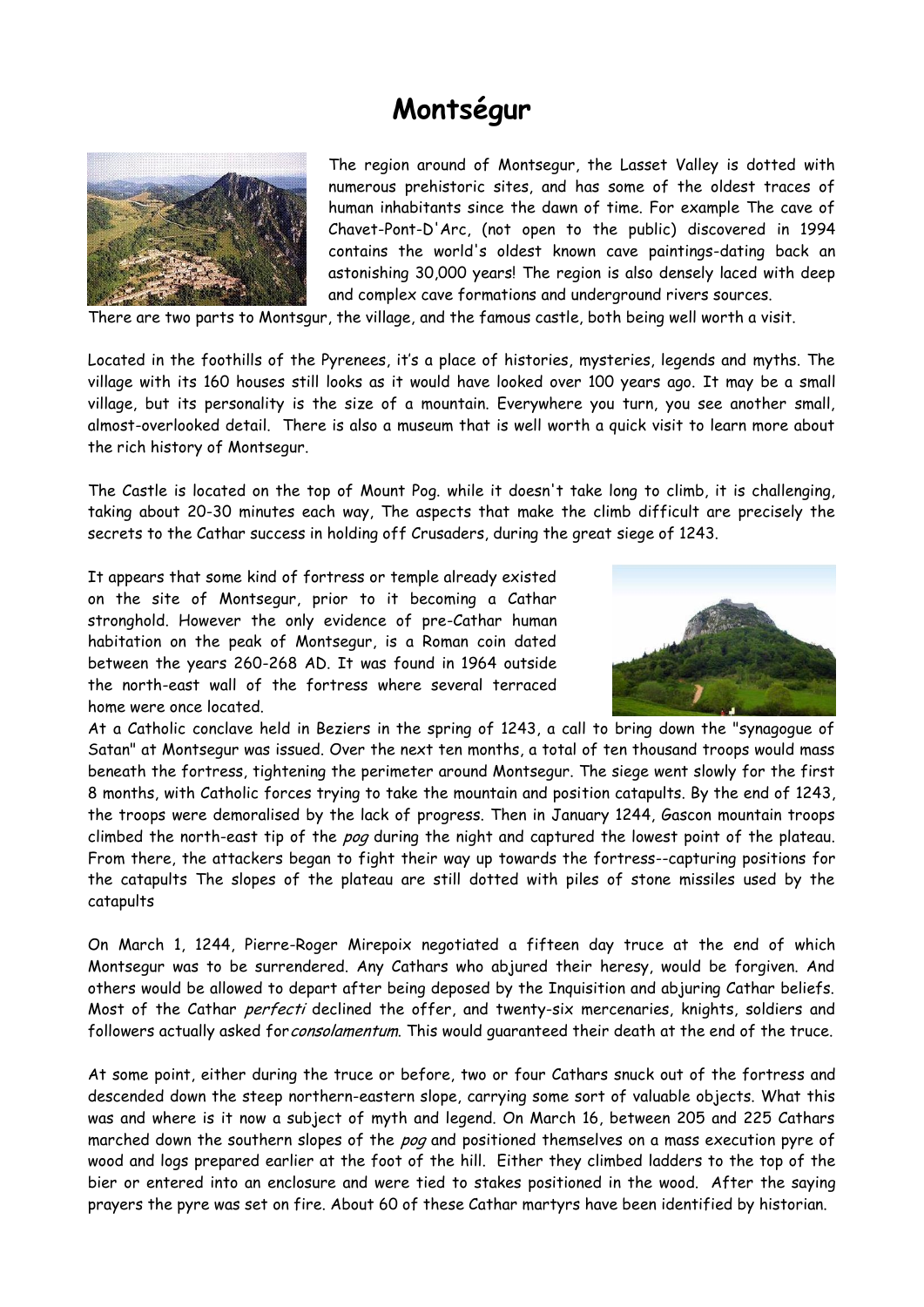# Montségur

The region around of Montsegur, the Lasset Valley is dotted with numerous prehistoric sites, and has some of the oldest traces of human inhabitants since the dawn of time. For example The cave of Chavet-Pont-D'Arc, (not open to the public) discovered in 1994 contains the world's oldest known cave paintings-dating back an astonishing 30,000 years! The region is also densely laced with deep and complex cave formations and underground rivers sources.

There are two parts to Montsgur, the village, and the famous castle, both being well worth a visit.

Located in the foothills of the Pyrenees, it's a place of histories, mysteries, legends and myths. The village with its 160 houses still looks as it would have looked over 100 years ago. It may be a small village, but its personality is the size of a mountain. Everywhere you turn, you see another small, almost-overlooked detail. There is also a museum that is well worth a quick visit to learn more about the rich history of Montsegur.

The Castle is located on the top of Mount Pog. while it doesn't take long to climb, it is challenging, taking about 20-30 minutes each way, The aspects that make the climb difficult are precisely the secrets to the Cathar success in holding off Crusaders, during the great siege of 1243.

It appears that some kind of fortress or temple already existed on the site of Montsegur, prior to it becoming a Cathar stronghold. However the only evidence of pre-Cathar human habitation on the peak of Montsegur, is a Roman coin dated between the years 260-268 AD. It was found in 1964 outside the north-east wall of the fortress where several terraced home were once located.

At a Catholic conclave held in Beziers in the spring of 1243, a call to bring down the "synagogue of Satan" at Montsegur was issued. Over the next ten months, a total of ten thousand troops would mass beneath the fortress, tightening the perimeter around Montsegur. The siege went slowly for the first 8 months, with Catholic forces trying to take the mountain and position catapults. By the end of 1243, the troops were demoralised by the lack of progress. Then in January 1244, Gascon mountain troops climbed the north-east tip of the *pog* during the night and captured the lowest point of the plateau. From there, the attackers began to fight their way up towards the fortress--capturing positions for the catapults The slopes of the plateau are still dotted with piles of stone missiles used by the catapults

On March 1, 1244, Pierre-Roger Mirepoix negotiated a fifteen day truce at the end of which Montsegur was to be surrendered. Any Cathars who abjured their heresy, would be forgiven. And others would be allowed to depart after being deposed by the Inquisition and abjuring Cathar beliefs. Most of the Cathar *perfecti* declined the offer, and twenty-six mercenaries, knights, soldiers and followers actually asked for *consolamentum*. This would guaranteed their death at the end of the truce.

At some point, either during the truce or before, two or four Cathars snuck out of the fortress and descended down the steep northern-eastern slope, carrying some sort of valuable objects. What this was and where is it now a subject of myth and legend. On March 16, between 205 and 225 Cathars marched down the southern slopes of the *pog* and positioned themselves on a mass execution pyre of wood and logs prepared earlier at the foot of the hill. Either they climbed ladders to the top of the bier or entered into an enclosure and were tied to stakes positioned in the wood. After the saying prayers the pyre was set on fire. About 60 of these Cathar martyrs have been identified by historian.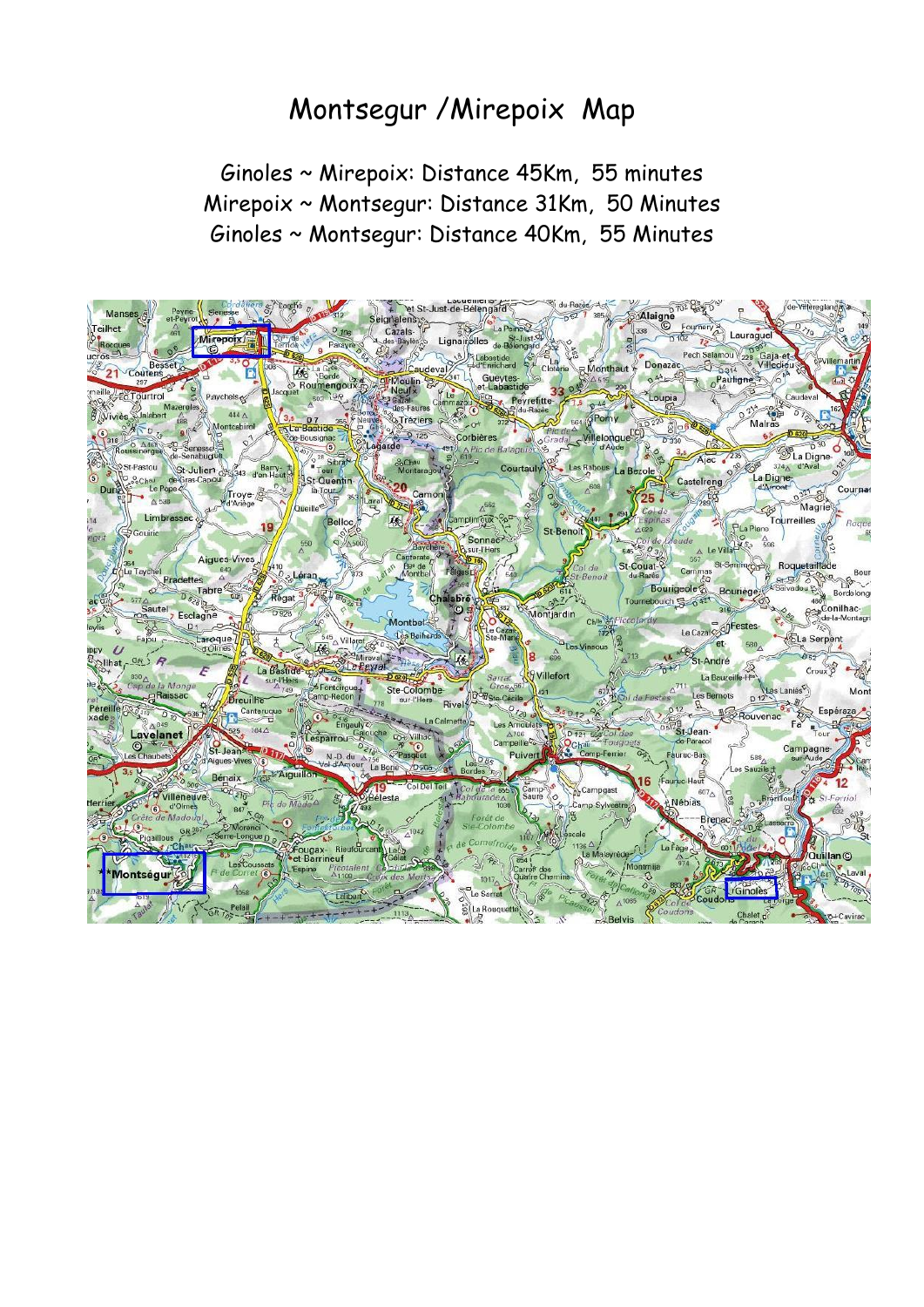# Montsegur /Mirepoix Map

Ginoles ~ Mirepoix: Distance 45Km, 55 minutes
Mirepoix ~ Montsegur: Distance 31Km, 50 Minutes
Ginoles ~ Montsegur: Distance 40Km, 55 Minutes